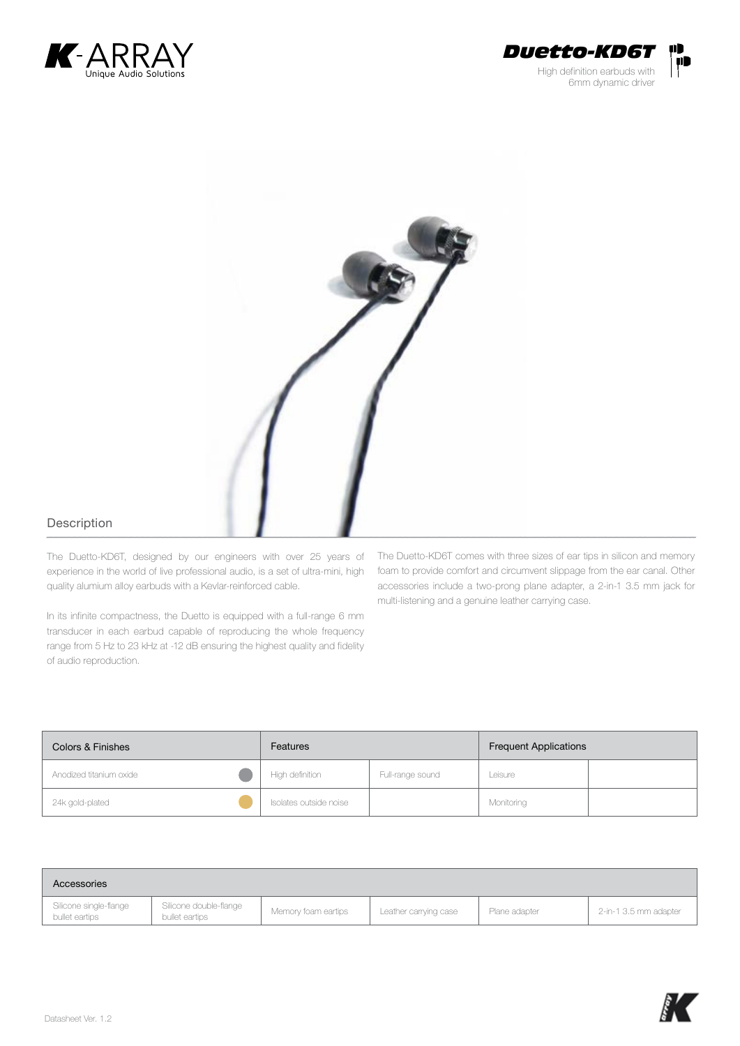# Duetto-KD6T

High definition earbuds with 6mm dynamic driver

## Description

The Duetto-KD6T, designed by our engineers with over 25 years of experience in the world of live professional audio, is a set of ultra-mini, high quality alumium alloy earbuds with a Kevlar-reinforced cable.

In its infinite compactness, the Duetto is equipped with a full-range 6 mm transducer in each earbud capable of reproducing the whole frequency range from 5 Hz to 23 kHz at -12 dB ensuring the highest quality and fidelity of audio reproduction.

The Duetto-KD6T comes with three sizes of ear tips in silicon and memory foam to provide comfort and circumvent slippage from the ear canal. Other accessories include a two-prong plane adapter, a 2-in-1 3.5 mm jack for multi-listening and a genuine leather carrying case.

| Colors & Finishes | Features | | Frequent Applications | |
|---|---|---|---|---|
| Anodized titanium oxide | High definition | Full-range sound | Leisure | |
| 24k gold-plated | Isolates outside noise | | Monitoring | |

| Accessories | | | | | |
|---|---|---|---|---|---|
| Silicone single-flange bullet eartips | Silicone double-flange bullet eartips | Memory foam eartips | Leather carrying case | Plane adapter | 2-in-1 3.5 mm adapter |

Datasheet Ver. 1.2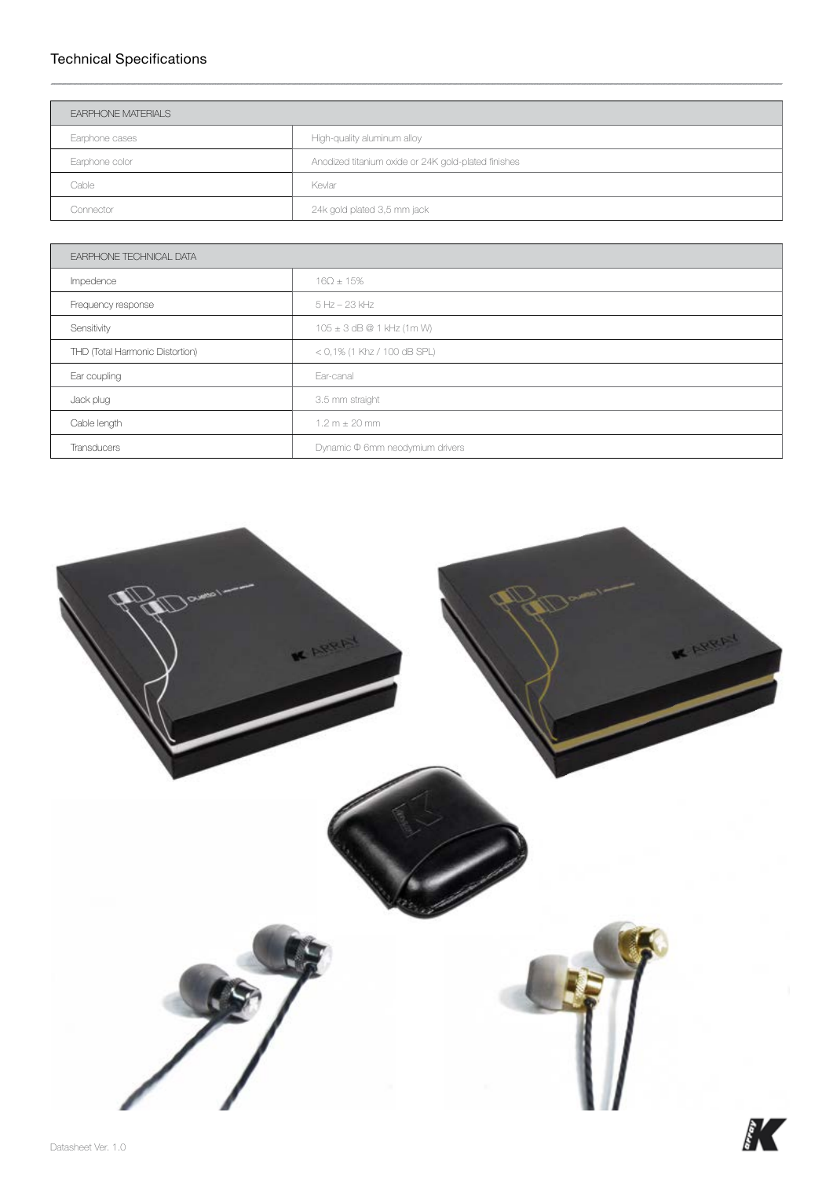## Technical Specifications

| EARPHONE MATERIALS | |
|---|---|
| Earphone cases | High-quality aluminum alloy |
| Earphone color | Anodized titanium oxide or 24K gold-plated finishes |
| Cable | Kevlar |
| Connector | 24k gold plated 3,5 mm jack |

| EARPHONE TECHNICAL DATA | |
|---|---|
| Impedence | 16Ω ± 15% |
| Frequency response | 5 Hz – 23 kHz |
| Sensitivity | 105 ± 3 dB @ 1 kHz (1m W) |
| THD (Total Harmonic Distortion) | < 0,1% (1 Khz / 100 dB SPL) |
| Ear coupling | Ear-canal |
| Jack plug | 3.5 mm straight |
| Cable length | 1.2 m ± 20 mm |
| Transducers | Dynamic Φ 6mm neodymium drivers |

Datasheet Ver. 1.0